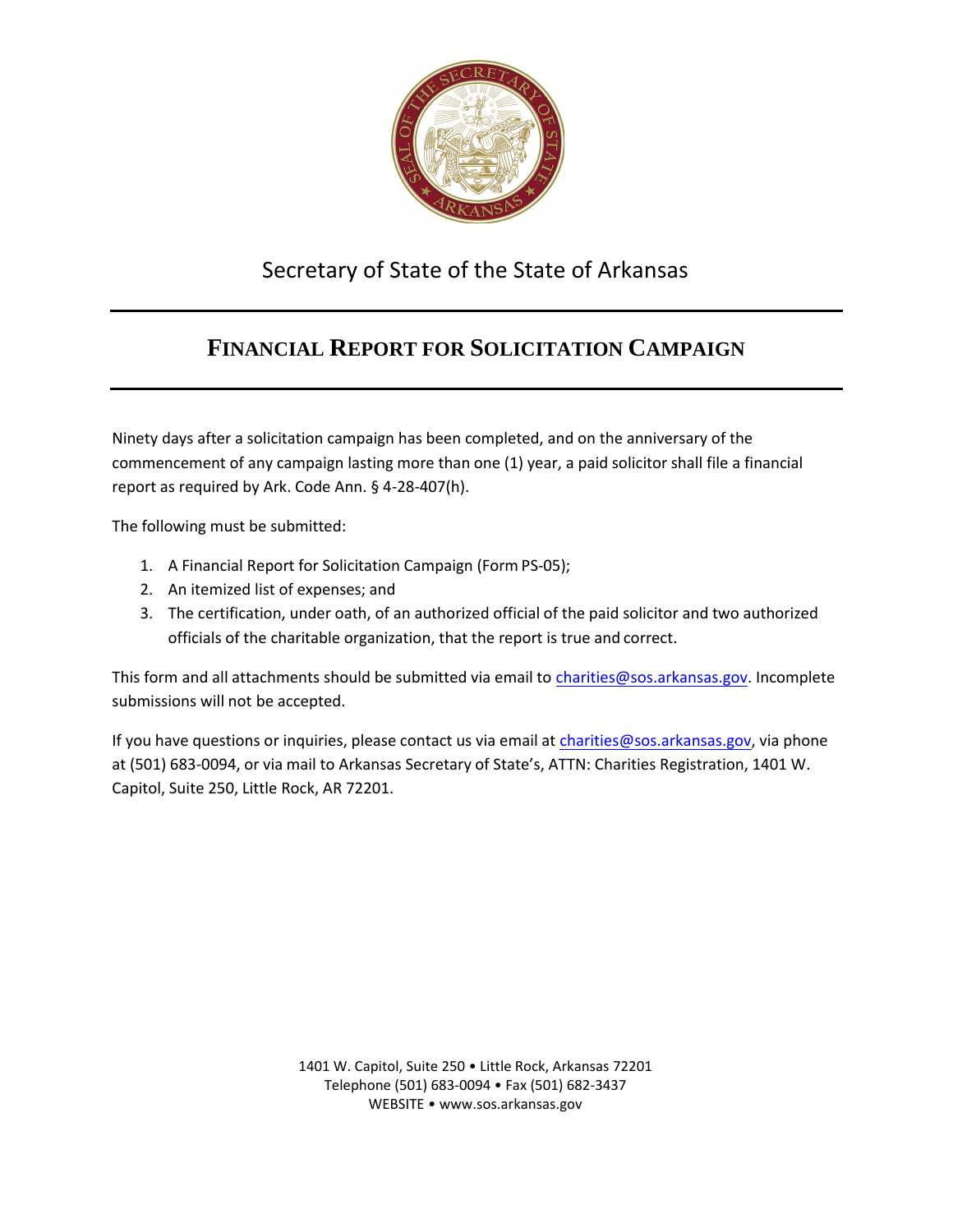Secretary of State of the State of Arkansas

# FINANCIAL REPORT FOR SOLICITATION CAMPAIGN

Ninety days after a solicitation campaign has been completed, and on the anniversary of the commencement of any campaign lasting more than one (1) year, a paid solicitor shall file a financial report as required by Ark. Code Ann. § 4-28-407(h).

The following must be submitted:

1. A Financial Report for Solicitation Campaign (Form PS-05);
2. An itemized list of expenses; and
3. The certification, under oath, of an authorized official of the paid solicitor and two authorized officials of the charitable organization, that the report is true and correct.

This form and all attachments should be submitted via email to charities@sos.arkansas.gov. Incomplete submissions will not be accepted.

If you have questions or inquiries, please contact us via email at charities@sos.arkansas.gov, via phone at (501) 683-0094, or via mail to Arkansas Secretary of State's, ATTN: Charities Registration, 1401 W. Capitol, Suite 250, Little Rock, AR 72201.

1401 W. Capitol, Suite 250 • Little Rock, Arkansas 72201
Telephone (501) 683-0094 • Fax (501) 682-3437
WEBSITE • www.sos.arkansas.gov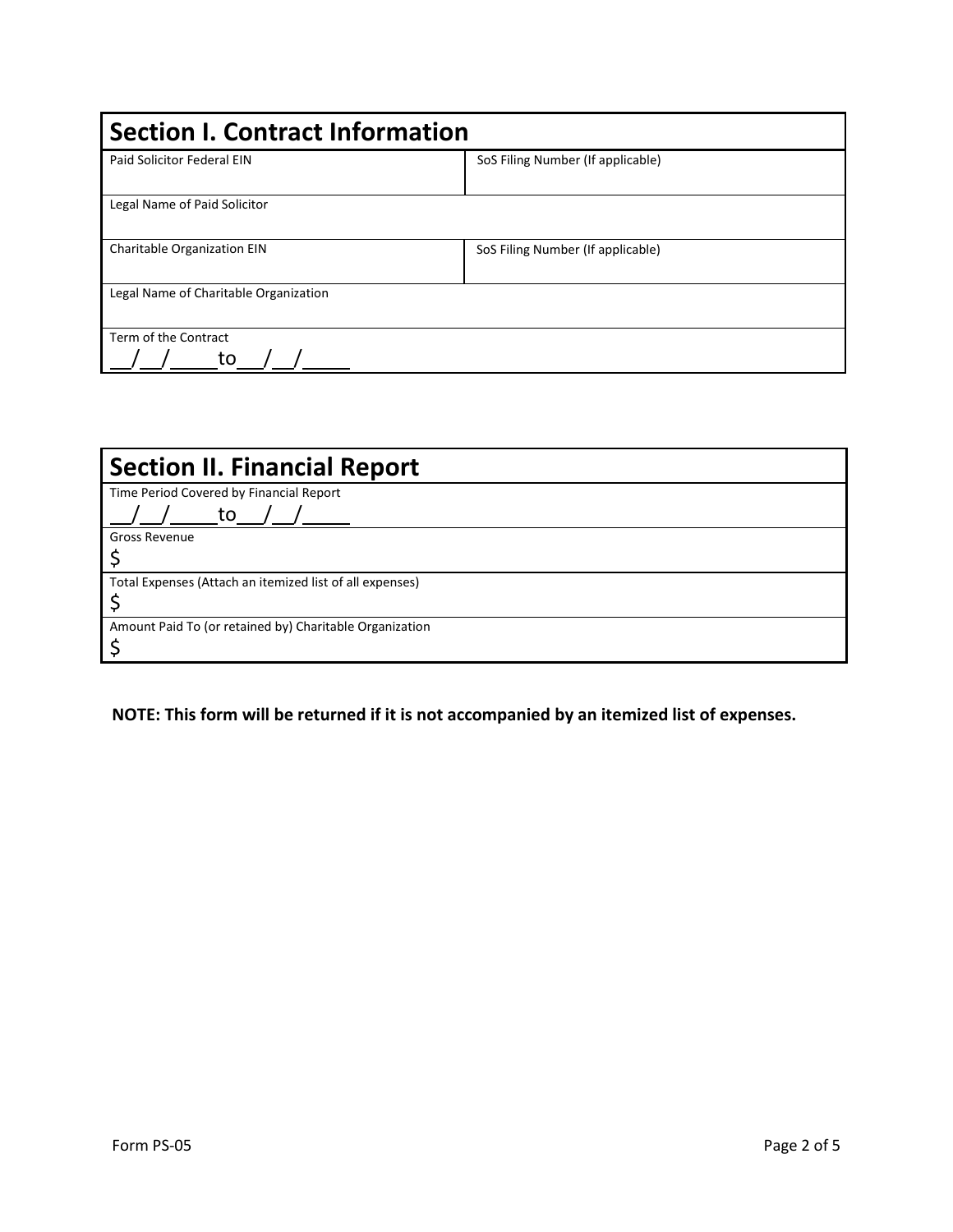## Section I. Contract Information

| Paid Solicitor Federal EIN | SoS Filing Number (If applicable) |
|---|---|
| Legal Name of Paid Solicitor | |
| Charitable Organization EIN | SoS Filing Number (If applicable) |
| Legal Name of Charitable Organization | |
| Term of the Contract<br>\_\_/\_\_/\_\_\_\_to\_\_/\_\_/\_\_\_\_ | |

## Section II. Financial Report

| Time Period Covered by Financial Report<br>\_\_/\_\_/\_\_\_\_to\_\_/\_\_/\_\_\_\_ |
|---|
| Gross Revenue<br>$ |
| Total Expenses (Attach an itemized list of all expenses)<br>$ |
| Amount Paid To (or retained by) Charitable Organization<br>$ |

**NOTE: This form will be returned if it is not accompanied by an itemized list of expenses.**

Form PS-05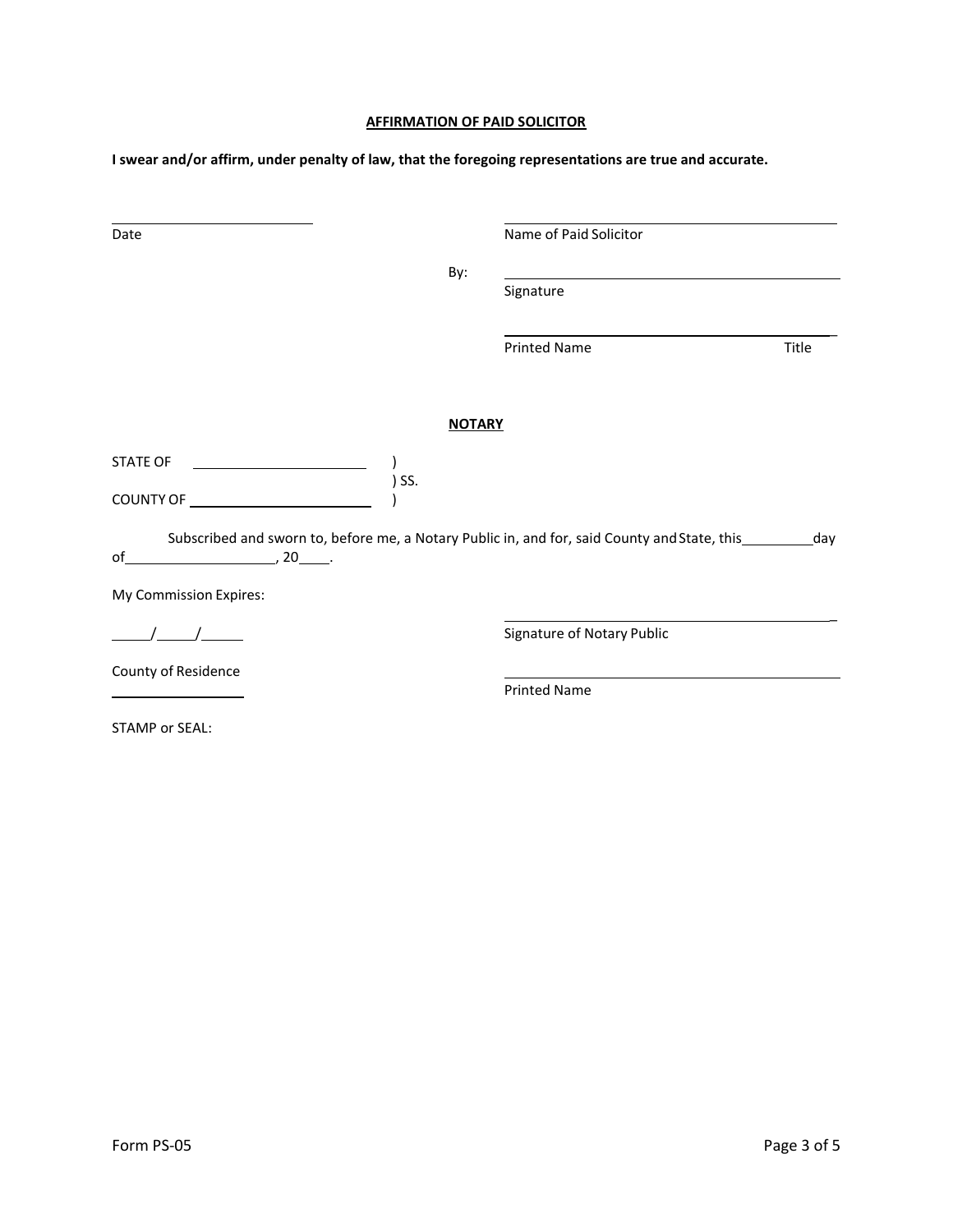**AFFIRMATION OF PAID SOLICITOR**

**I swear and/or affirm, under penalty of law, that the foregoing representations are true and accurate.**

______________________________
Date

______________________________
Name of Paid Solicitor

By: ______________________________
Signature

______________________________
Printed Name                                Title

**NOTARY**

STATE OF ______________________ )
                                                          ) SS.
COUNTY OF ____________________ )

Subscribed and sworn to, before me, a Notary Public in, and for, said County and State, this ________ day of ____________________, 20____.

My Commission Expires:

_____/_____/_____

County of Residence

__________________

______________________________
Signature of Notary Public

______________________________
Printed Name

STAMP or SEAL: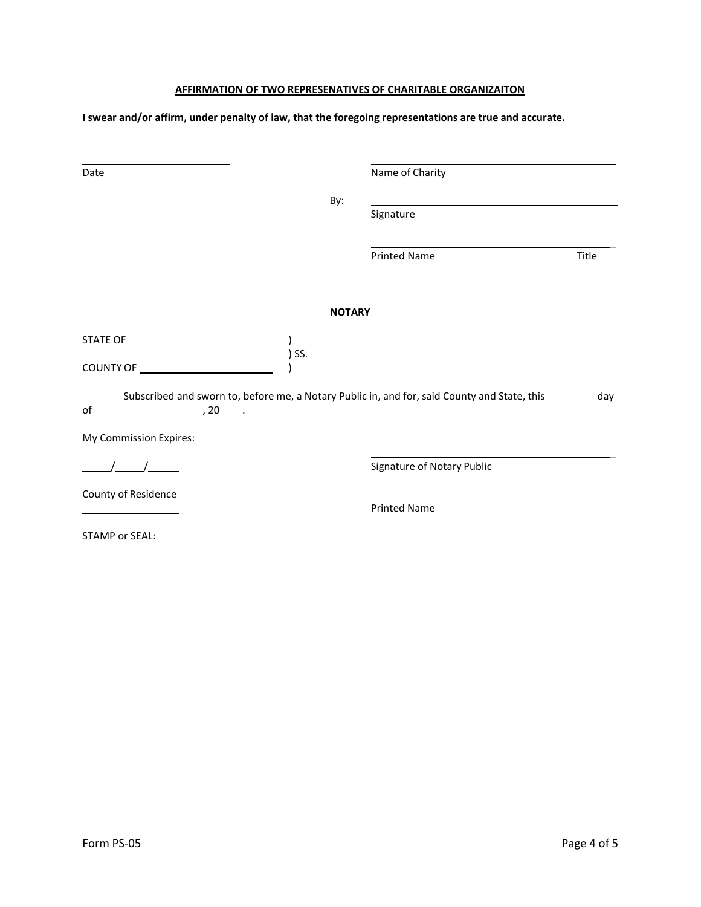**AFFIRMATION OF TWO REPRESENATIVES OF CHARITABLE ORGANIZAITON**

**I swear and/or affirm, under penalty of law, that the foregoing representations are true and accurate.**

\_\_\_\_\_\_\_\_\_\_\_\_\_\_\_\_\_\_\_\_\_\_\_\_\_\_\_\_
Date

\_\_\_\_\_\_\_\_\_\_\_\_\_\_\_\_\_\_\_\_\_\_\_\_\_\_\_\_\_\_\_\_\_\_\_\_\_\_\_\_
Name of Charity

By: \_\_\_\_\_\_\_\_\_\_\_\_\_\_\_\_\_\_\_\_\_\_\_\_\_\_\_\_\_\_\_\_\_\_\_\_\_\_\_\_
Signature

\_\_\_\_\_\_\_\_\_\_\_\_\_\_\_\_\_\_\_\_\_\_\_\_\_\_\_\_\_\_\_\_\_\_\_\_\_\_\_\_
Printed Name Title

**NOTARY**

STATE OF \_\_\_\_\_\_\_\_\_\_\_\_\_\_\_\_\_\_\_\_ )
) SS.
COUNTY OF \_\_\_\_\_\_\_\_\_\_\_\_\_\_\_\_\_\_\_\_ )

Subscribed and sworn to, before me, a Notary Public in, and for, said County and State, this \_\_\_\_\_\_\_\_ day of \_\_\_\_\_\_\_\_\_\_\_\_\_\_\_\_, 20\_\_\_.

My Commission Expires:

\_\_\_\_/\_\_\_\_/\_\_\_\_

\_\_\_\_\_\_\_\_\_\_\_\_\_\_\_\_\_\_\_\_\_\_\_\_\_\_\_\_\_\_\_\_\_\_\_\_\_\_\_\_
Signature of Notary Public

County of Residence
\_\_\_\_\_\_\_\_\_\_\_\_\_\_\_\_

\_\_\_\_\_\_\_\_\_\_\_\_\_\_\_\_\_\_\_\_\_\_\_\_\_\_\_\_\_\_\_\_\_\_\_\_\_\_\_\_
Printed Name

STAMP or SEAL:

Form PS-05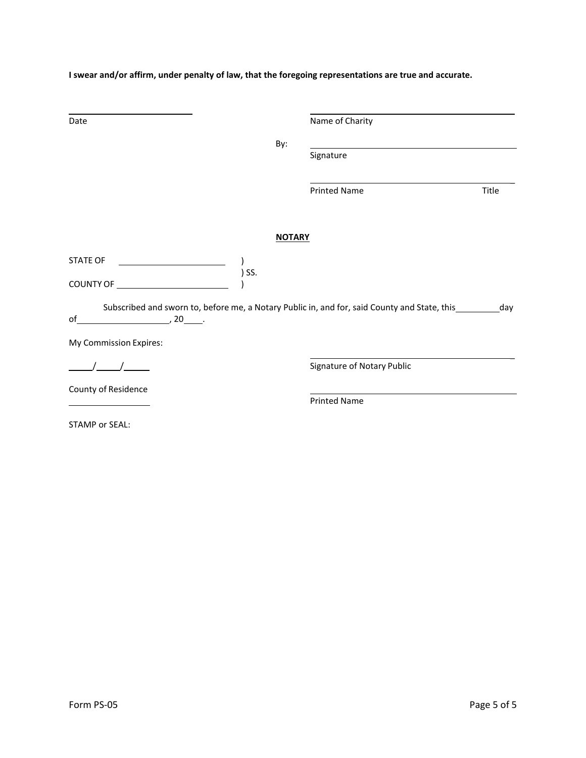**I swear and/or affirm, under penalty of law, that the foregoing representations are true and accurate.**

\_\_\_\_\_\_\_\_\_\_\_\_\_\_\_\_\_\_\_\_\_\_\_\_
Date

\_\_\_\_\_\_\_\_\_\_\_\_\_\_\_\_\_\_\_\_\_\_\_\_\_\_\_\_\_\_\_\_\_\_\_\_
Name of Charity

By: \_\_\_\_\_\_\_\_\_\_\_\_\_\_\_\_\_\_\_\_\_\_\_\_\_\_\_\_\_\_\_\_\_\_\_\_
Signature

\_\_\_\_\_\_\_\_\_\_\_\_\_\_\_\_\_\_\_\_\_\_\_\_\_\_\_\_\_\_\_\_\_\_\_\_
Printed Name Title

## NOTARY

STATE OF \_\_\_\_\_\_\_\_\_\_\_\_\_\_\_\_\_\_\_\_ )
) SS.
COUNTY OF \_\_\_\_\_\_\_\_\_\_\_\_\_\_\_\_\_\_\_\_ )

Subscribed and sworn to, before me, a Notary Public in, and for, said County and State, this \_\_\_\_\_\_\_\_\_ day of \_\_\_\_\_\_\_\_\_\_\_\_\_\_\_\_\_\_\_\_, 20\_\_\_\_.

My Commission Expires:

\_\_\_\_\_/\_\_\_\_\_/\_\_\_\_\_

\_\_\_\_\_\_\_\_\_\_\_\_\_\_\_\_\_\_\_\_\_\_\_\_\_\_\_\_\_\_\_\_\_\_\_\_
Signature of Notary Public

County of Residence
\_\_\_\_\_\_\_\_\_\_\_\_\_\_\_\_\_\_

\_\_\_\_\_\_\_\_\_\_\_\_\_\_\_\_\_\_\_\_\_\_\_\_\_\_\_\_\_\_\_\_\_\_\_\_
Printed Name

STAMP or SEAL:

Form PS-05